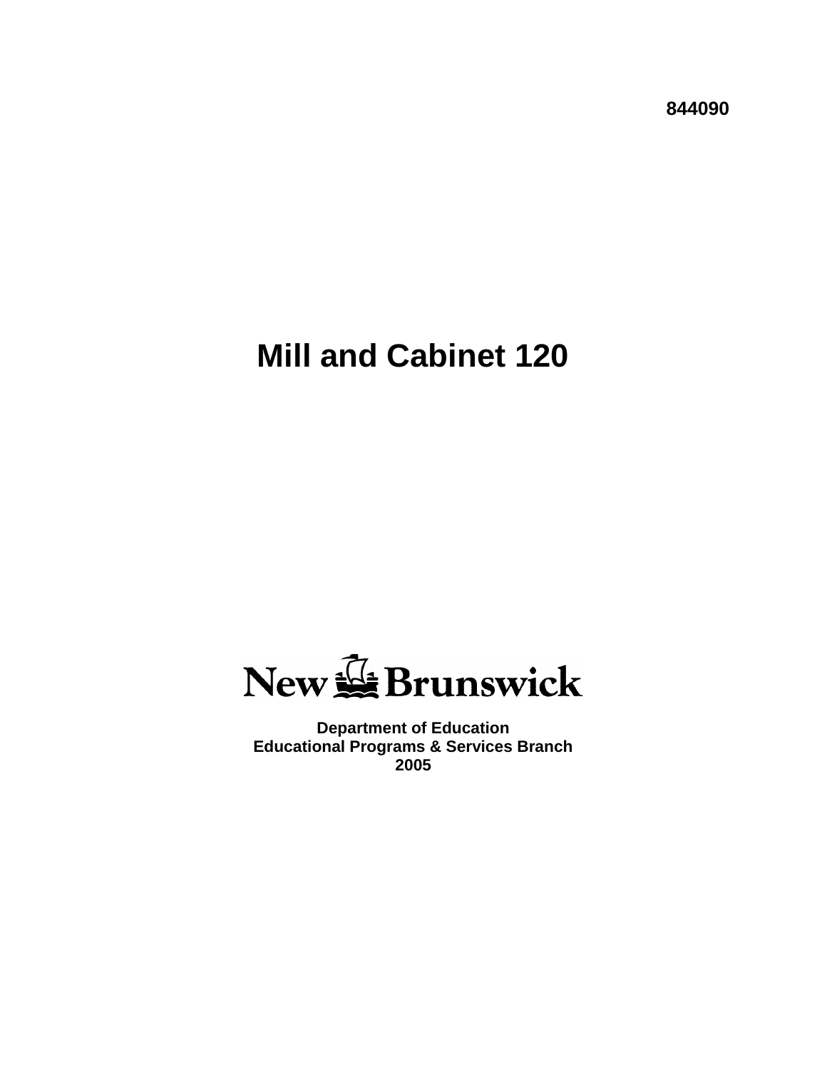**844090**

# Mill and Cabinet 120

New Brunswick

**Department of Education**
**Educational Programs & Services Branch**
**2005**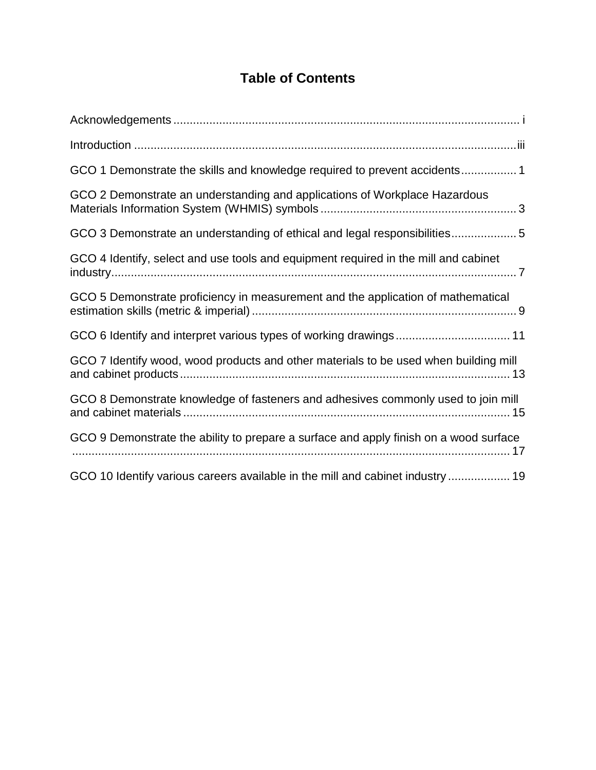# Table of Contents

Acknowledgements ........................................................................................................ i

Introduction ..................................................................................................................iii

GCO 1 Demonstrate the skills and knowledge required to prevent accidents ................ 1

GCO 2 Demonstrate an understanding and applications of Workplace Hazardous Materials Information System (WHMIS) symbols ........................................................... 3

GCO 3 Demonstrate an understanding of ethical and legal responsibilities .................... 5

GCO 4 Identify, select and use tools and equipment required in the mill and cabinet industry ........................................................................................................................... 7

GCO 5 Demonstrate proficiency in measurement and the application of mathematical estimation skills (metric & imperial) ................................................................................ 9

GCO 6 Identify and interpret various types of working drawings ................................... 11

GCO 7 Identify wood, wood products and other materials to be used when building mill and cabinet products .................................................................................................... 13

GCO 8 Demonstrate knowledge of fasteners and adhesives commonly used to join mill and cabinet materials .................................................................................................... 15

GCO 9 Demonstrate the ability to prepare a surface and apply finish on a wood surface ...................................................................................................................................... 17

GCO 10 Identify various careers available in the mill and cabinet industry ................... 19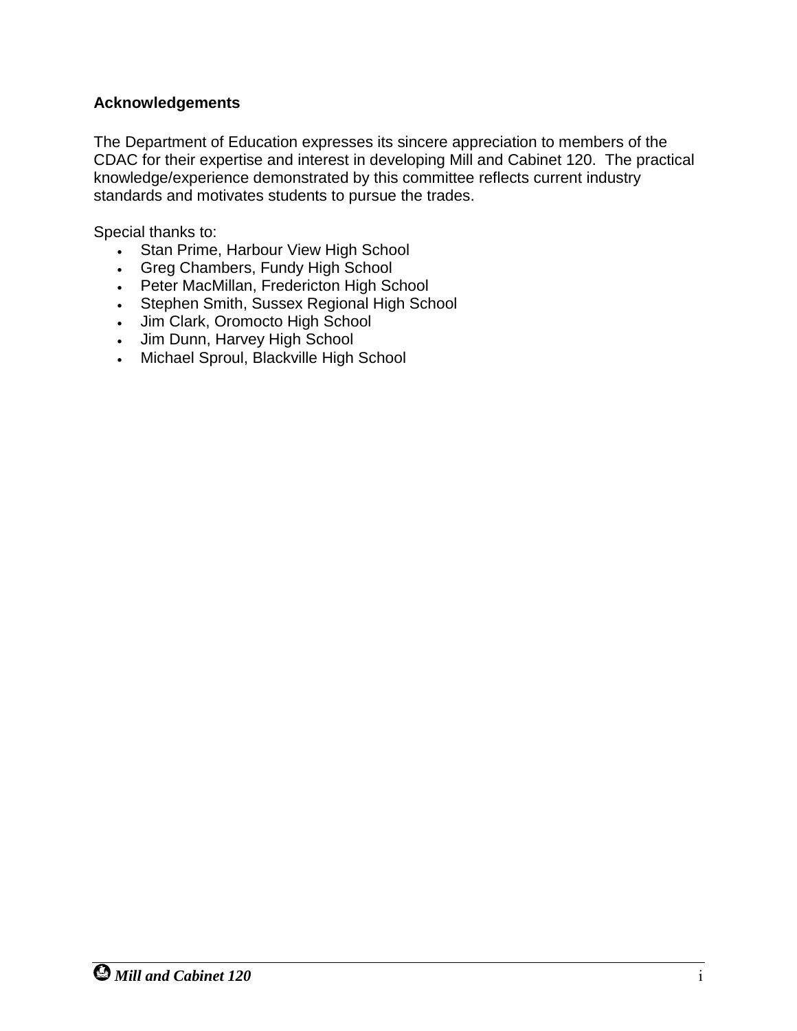**Acknowledgements**

The Department of Education expresses its sincere appreciation to members of the CDAC for their expertise and interest in developing Mill and Cabinet 120. The practical knowledge/experience demonstrated by this committee reflects current industry standards and motivates students to pursue the trades.

Special thanks to:

- Stan Prime, Harbour View High School
- Greg Chambers, Fundy High School
- Peter MacMillan, Fredericton High School
- Stephen Smith, Sussex Regional High School
- Jim Clark, Oromocto High School
- Jim Dunn, Harvey High School
- Michael Sproul, Blackville High School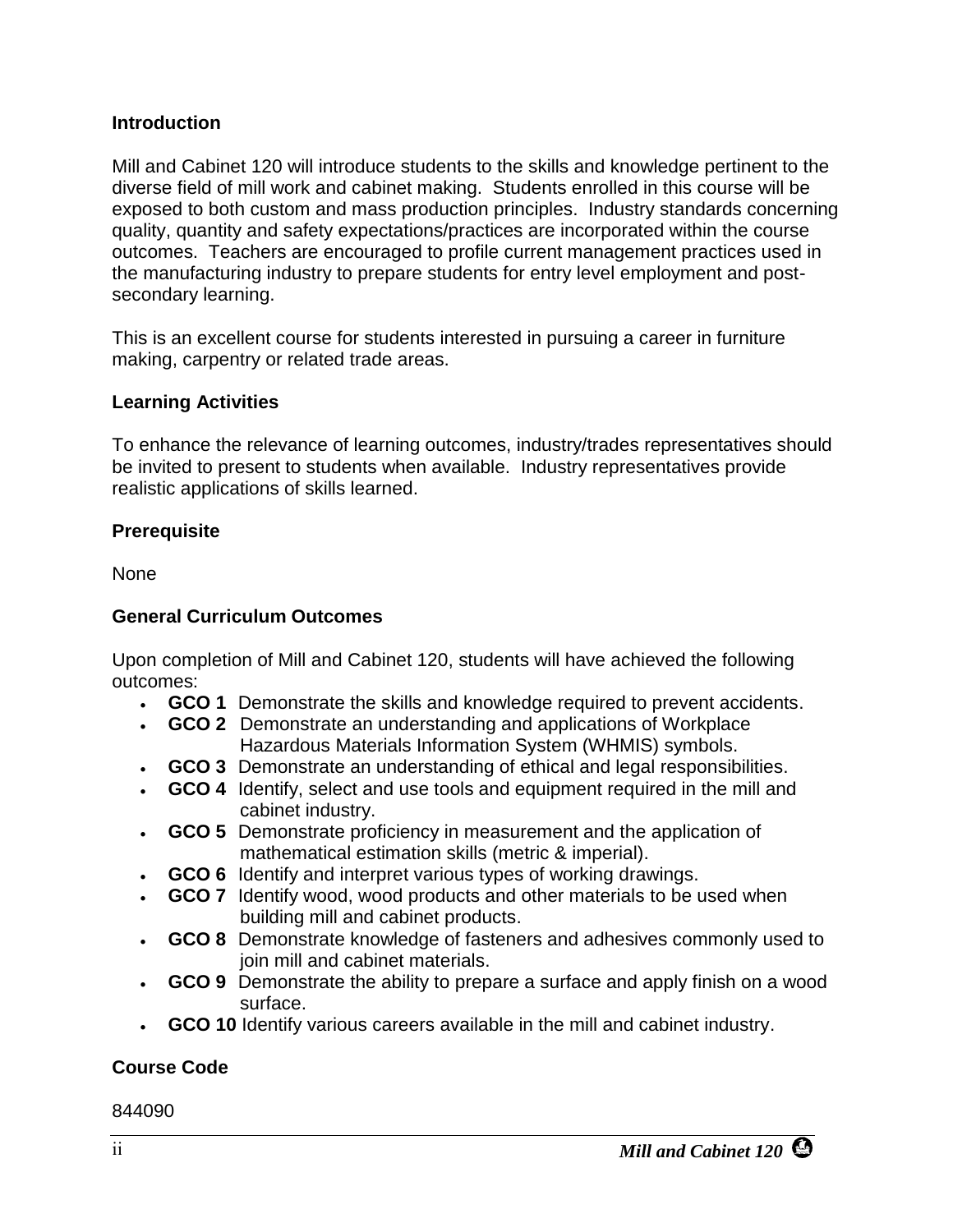### Introduction

Mill and Cabinet 120 will introduce students to the skills and knowledge pertinent to the diverse field of mill work and cabinet making. Students enrolled in this course will be exposed to both custom and mass production principles. Industry standards concerning quality, quantity and safety expectations/practices are incorporated within the course outcomes. Teachers are encouraged to profile current management practices used in the manufacturing industry to prepare students for entry level employment and post-secondary learning.

This is an excellent course for students interested in pursuing a career in furniture making, carpentry or related trade areas.

### Learning Activities

To enhance the relevance of learning outcomes, industry/trades representatives should be invited to present to students when available. Industry representatives provide realistic applications of skills learned.

### Prerequisite

None

### General Curriculum Outcomes

Upon completion of Mill and Cabinet 120, students will have achieved the following outcomes:

- **GCO 1** Demonstrate the skills and knowledge required to prevent accidents.
- **GCO 2** Demonstrate an understanding and applications of Workplace Hazardous Materials Information System (WHMIS) symbols.
- **GCO 3** Demonstrate an understanding of ethical and legal responsibilities.
- **GCO 4** Identify, select and use tools and equipment required in the mill and cabinet industry.
- **GCO 5** Demonstrate proficiency in measurement and the application of mathematical estimation skills (metric & imperial).
- **GCO 6** Identify and interpret various types of working drawings.
- **GCO 7** Identify wood, wood products and other materials to be used when building mill and cabinet products.
- **GCO 8** Demonstrate knowledge of fasteners and adhesives commonly used to join mill and cabinet materials.
- **GCO 9** Demonstrate the ability to prepare a surface and apply finish on a wood surface.
- **GCO 10** Identify various careers available in the mill and cabinet industry.

### Course Code

844090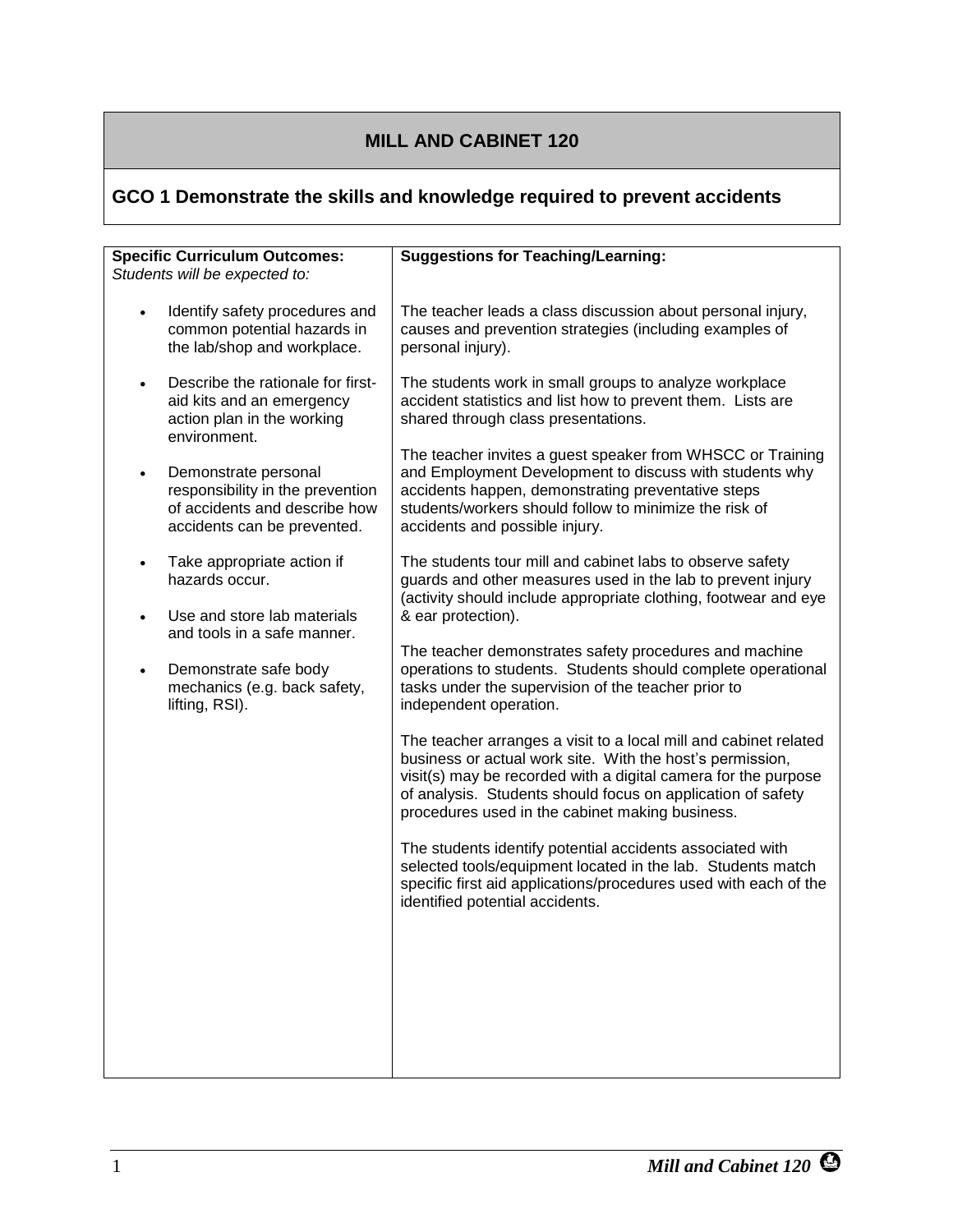# MILL AND CABINET 120

## GCO 1 Demonstrate the skills and knowledge required to prevent accidents

| **Specific Curriculum Outcomes:** *Students will be expected to:* | **Suggestions for Teaching/Learning:** |
|---|---|
| • Identify safety procedures and common potential hazards in the lab/shop and workplace.<br><br>• Describe the rationale for first-aid kits and an emergency action plan in the working environment.<br><br>• Demonstrate personal responsibility in the prevention of accidents and describe how accidents can be prevented.<br><br>• Take appropriate action if hazards occur.<br><br>• Use and store lab materials and tools in a safe manner.<br><br>• Demonstrate safe body mechanics (e.g. back safety, lifting, RSI). | The teacher leads a class discussion about personal injury, causes and prevention strategies (including examples of personal injury).<br><br>The students work in small groups to analyze workplace accident statistics and list how to prevent them. Lists are shared through class presentations.<br><br>The teacher invites a guest speaker from WHSCC or Training and Employment Development to discuss with students why accidents happen, demonstrating preventative steps students/workers should follow to minimize the risk of accidents and possible injury.<br><br>The students tour mill and cabinet labs to observe safety guards and other measures used in the lab to prevent injury (activity should include appropriate clothing, footwear and eye & ear protection).<br><br>The teacher demonstrates safety procedures and machine operations to students. Students should complete operational tasks under the supervision of the teacher prior to independent operation.<br><br>The teacher arranges a visit to a local mill and cabinet related business or actual work site. With the host's permission, visit(s) may be recorded with a digital camera for the purpose of analysis. Students should focus on application of safety procedures used in the cabinet making business.<br><br>The students identify potential accidents associated with selected tools/equipment located in the lab. Students match specific first aid applications/procedures used with each of the identified potential accidents. |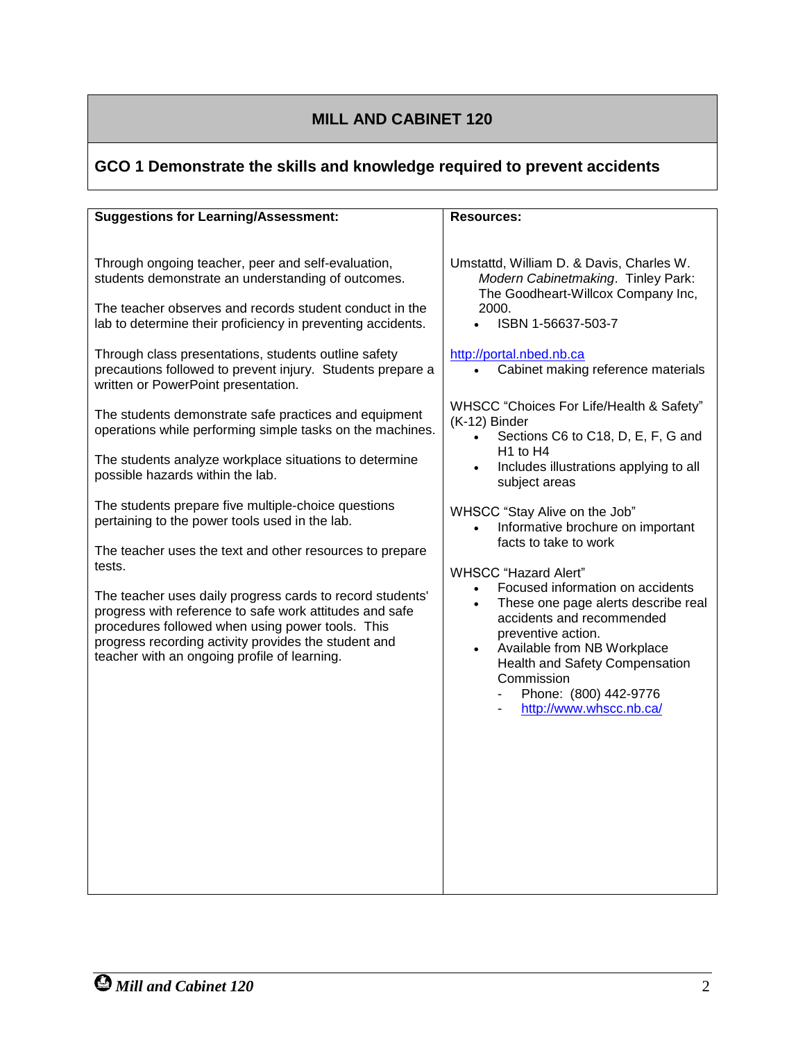# MILL AND CABINET 120

## GCO 1 Demonstrate the skills and knowledge required to prevent accidents

**Suggestions for Learning/Assessment:**

Through ongoing teacher, peer and self-evaluation, students demonstrate an understanding of outcomes.

The teacher observes and records student conduct in the lab to determine their proficiency in preventing accidents.

Through class presentations, students outline safety precautions followed to prevent injury. Students prepare a written or PowerPoint presentation.

The students demonstrate safe practices and equipment operations while performing simple tasks on the machines.

The students analyze workplace situations to determine possible hazards within the lab.

The students prepare five multiple-choice questions pertaining to the power tools used in the lab.

The teacher uses the text and other resources to prepare tests.

The teacher uses daily progress cards to record students' progress with reference to safe work attitudes and safe procedures followed when using power tools. This progress recording activity provides the student and teacher with an ongoing profile of learning.

**Resources:**

Umstattd, William D. & Davis, Charles W. *Modern Cabinetmaking*. Tinley Park: The Goodheart-Willcox Company Inc, 2000.

- ISBN 1-56637-503-7

http://portal.nbed.nb.ca

- Cabinet making reference materials

WHSCC "Choices For Life/Health & Safety" (K-12) Binder

- Sections C6 to C18, D, E, F, G and H1 to H4
- Includes illustrations applying to all subject areas

WHSCC "Stay Alive on the Job"

- Informative brochure on important facts to take to work

WHSCC "Hazard Alert"

- Focused information on accidents
- These one page alerts describe real accidents and recommended preventive action.
- Available from NB Workplace Health and Safety Compensation Commission
  - Phone: (800) 442-9776
  - http://www.whscc.nb.ca/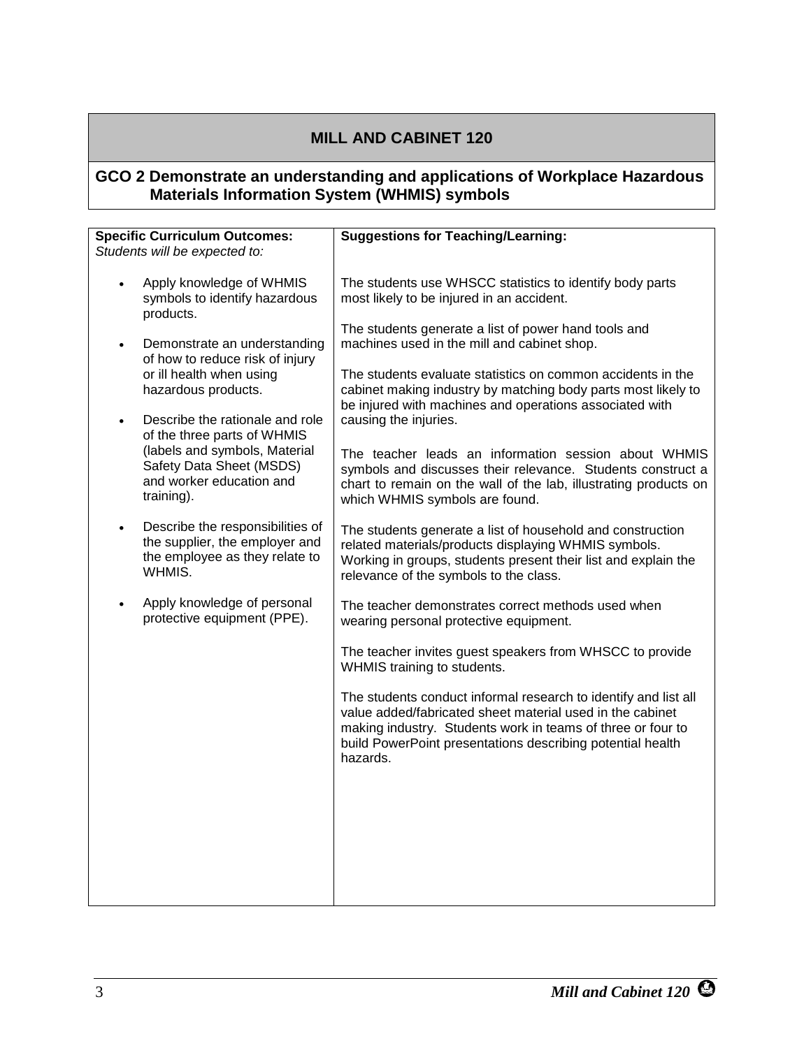# MILL AND CABINET 120

## GCO 2 Demonstrate an understanding and applications of Workplace Hazardous Materials Information System (WHMIS) symbols

**Specific Curriculum Outcomes:**
*Students will be expected to:*

- Apply knowledge of WHMIS symbols to identify hazardous products.
- Demonstrate an understanding of how to reduce risk of injury or ill health when using hazardous products.
- Describe the rationale and role of the three parts of WHMIS (labels and symbols, Material Safety Data Sheet (MSDS) and worker education and training).
- Describe the responsibilities of the supplier, the employer and the employee as they relate to WHMIS.
- Apply knowledge of personal protective equipment (PPE).

**Suggestions for Teaching/Learning:**

The students use WHSCC statistics to identify body parts most likely to be injured in an accident.

The students generate a list of power hand tools and machines used in the mill and cabinet shop.

The students evaluate statistics on common accidents in the cabinet making industry by matching body parts most likely to be injured with machines and operations associated with causing the injuries.

The teacher leads an information session about WHMIS symbols and discusses their relevance. Students construct a chart to remain on the wall of the lab, illustrating products on which WHMIS symbols are found.

The students generate a list of household and construction related materials/products displaying WHMIS symbols. Working in groups, students present their list and explain the relevance of the symbols to the class.

The teacher demonstrates correct methods used when wearing personal protective equipment.

The teacher invites guest speakers from WHSCC to provide WHMIS training to students.

The students conduct informal research to identify and list all value added/fabricated sheet material used in the cabinet making industry. Students work in teams of three or four to build PowerPoint presentations describing potential health hazards.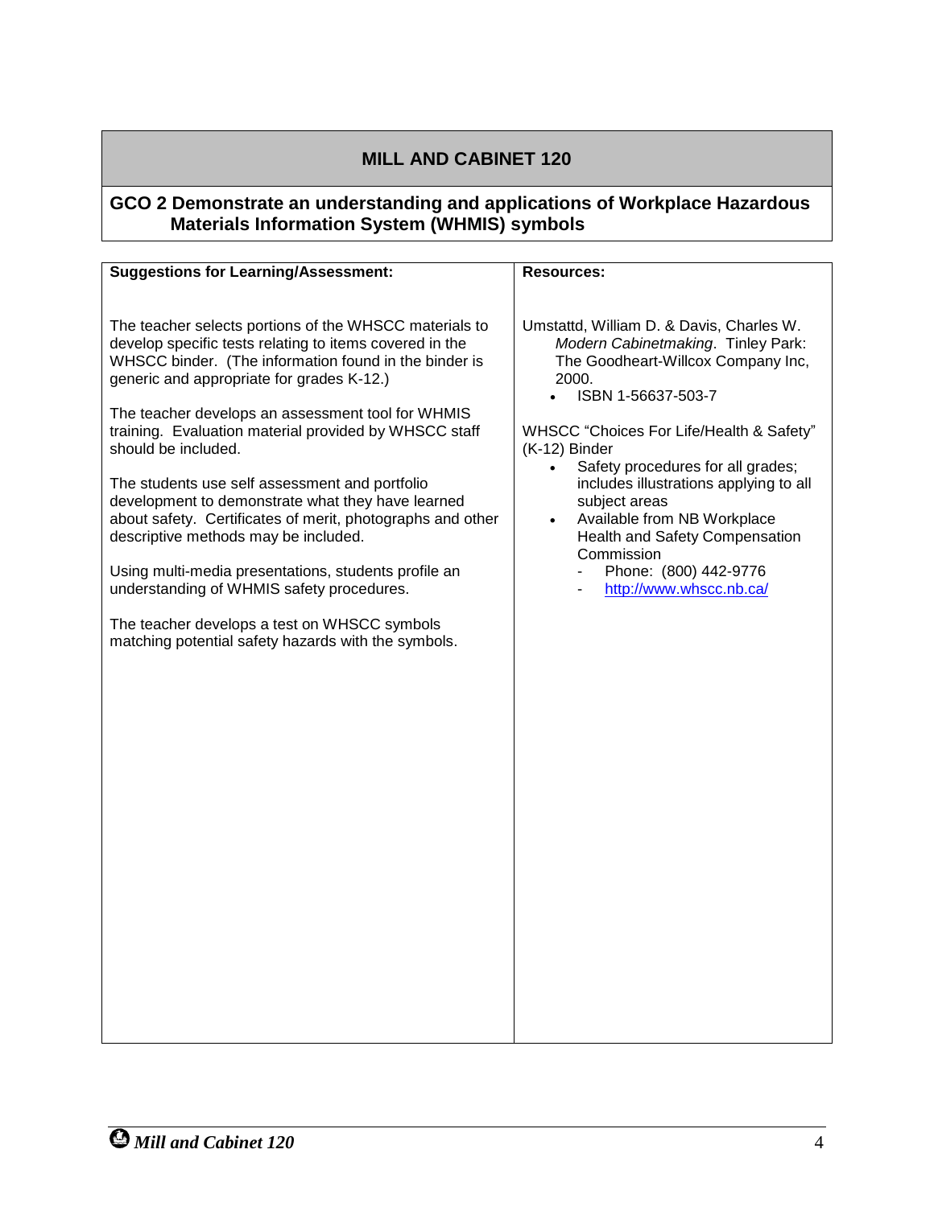## MILL AND CABINET 120

### GCO 2 Demonstrate an understanding and applications of Workplace Hazardous Materials Information System (WHMIS) symbols

| Suggestions for Learning/Assessment: | Resources: |
|---|---|
| The teacher selects portions of the WHSCC materials to develop specific tests relating to items covered in the WHSCC binder. (The information found in the binder is generic and appropriate for grades K-12.)<br><br>The teacher develops an assessment tool for WHMIS training. Evaluation material provided by WHSCC staff should be included.<br><br>The students use self assessment and portfolio development to demonstrate what they have learned about safety. Certificates of merit, photographs and other descriptive methods may be included.<br><br>Using multi-media presentations, students profile an understanding of WHMIS safety procedures.<br><br>The teacher develops a test on WHSCC symbols matching potential safety hazards with the symbols. | Umstattd, William D. & Davis, Charles W. *Modern Cabinetmaking*. Tinley Park: The Goodheart-Willcox Company Inc, 2000.<br>• ISBN 1-56637-503-7<br><br>WHSCC "Choices For Life/Health & Safety" (K-12) Binder<br>• Safety procedures for all grades; includes illustrations applying to all subject areas<br>• Available from NB Workplace Health and Safety Compensation Commission<br>- Phone: (800) 442-9776<br>- http://www.whscc.nb.ca/ |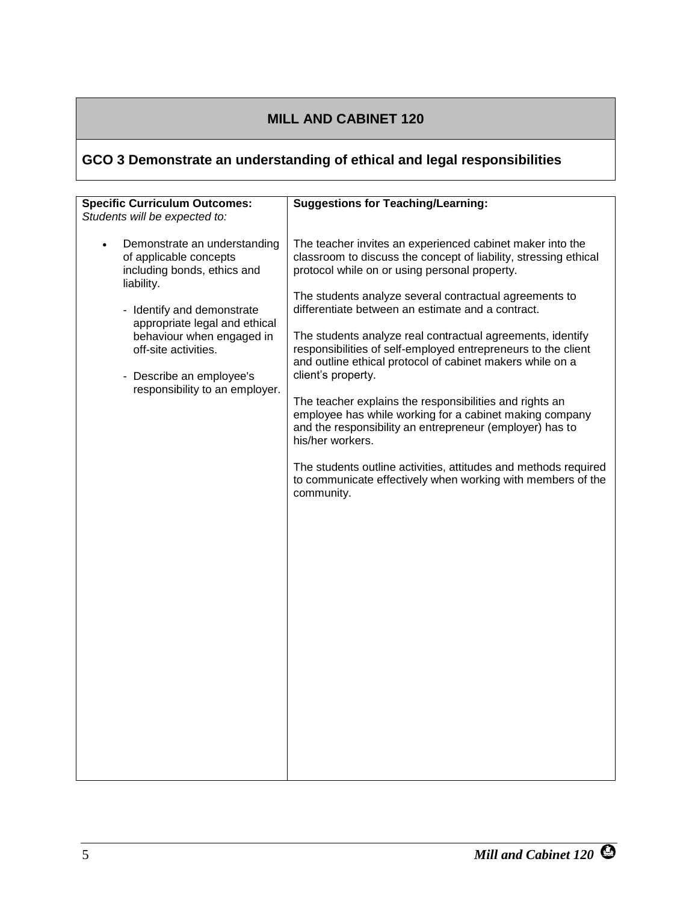# MILL AND CABINET 120

## GCO 3 Demonstrate an understanding of ethical and legal responsibilities

| Specific Curriculum Outcomes: *Students will be expected to:* | Suggestions for Teaching/Learning: |
|---|---|
| • Demonstrate an understanding of applicable concepts including bonds, ethics and liability.<br><br>- Identify and demonstrate appropriate legal and ethical behaviour when engaged in off-site activities.<br><br>- Describe an employee's responsibility to an employer. | The teacher invites an experienced cabinet maker into the classroom to discuss the concept of liability, stressing ethical protocol while on or using personal property.<br><br>The students analyze several contractual agreements to differentiate between an estimate and a contract.<br><br>The students analyze real contractual agreements, identify responsibilities of self-employed entrepreneurs to the client and outline ethical protocol of cabinet makers while on a client's property.<br><br>The teacher explains the responsibilities and rights an employee has while working for a cabinet making company and the responsibility an entrepreneur (employer) has to his/her workers.<br><br>The students outline activities, attitudes and methods required to communicate effectively when working with members of the community. |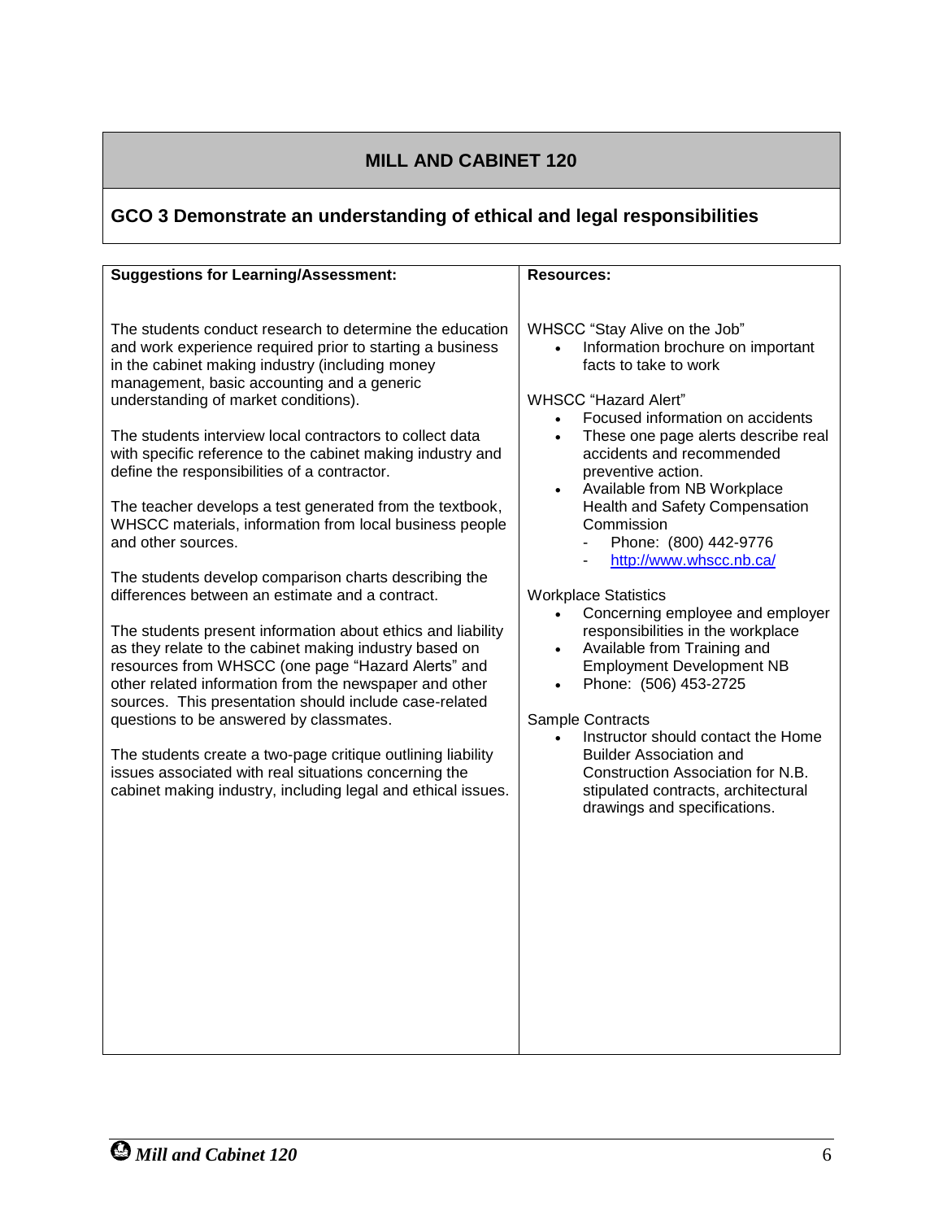## MILL AND CABINET 120

### GCO 3 Demonstrate an understanding of ethical and legal responsibilities

| Suggestions for Learning/Assessment: | Resources: |
|---|---|
| The students conduct research to determine the education and work experience required prior to starting a business in the cabinet making industry (including money management, basic accounting and a generic understanding of market conditions).<br><br>The students interview local contractors to collect data with specific reference to the cabinet making industry and define the responsibilities of a contractor.<br><br>The teacher develops a test generated from the textbook, WHSCC materials, information from local business people and other sources.<br><br>The students develop comparison charts describing the differences between an estimate and a contract.<br><br>The students present information about ethics and liability as they relate to the cabinet making industry based on resources from WHSCC (one page "Hazard Alerts" and other related information from the newspaper and other sources. This presentation should include case-related questions to be answered by classmates.<br><br>The students create a two-page critique outlining liability issues associated with real situations concerning the cabinet making industry, including legal and ethical issues. | WHSCC "Stay Alive on the Job"<br>• Information brochure on important facts to take to work<br><br>WHSCC "Hazard Alert"<br>• Focused information on accidents<br>• These one page alerts describe real accidents and recommended preventive action.<br>• Available from NB Workplace Health and Safety Compensation Commission<br>  - Phone: (800) 442-9776<br>  - http://www.whscc.nb.ca/<br><br>Workplace Statistics<br>• Concerning employee and employer responsibilities in the workplace<br>• Available from Training and Employment Development NB<br>• Phone: (506) 453-2725<br><br>Sample Contracts<br>• Instructor should contact the Home Builder Association and Construction Association for N.B. stipulated contracts, architectural drawings and specifications. |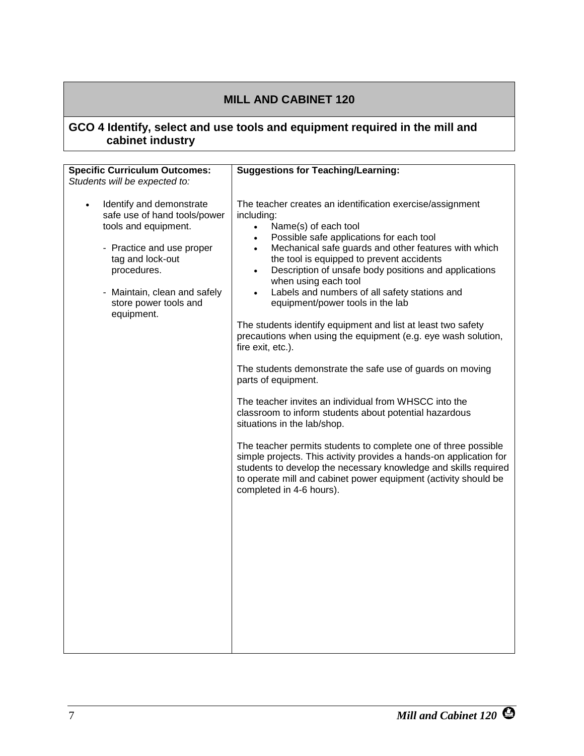## MILL AND CABINET 120

### GCO 4 Identify, select and use tools and equipment required in the mill and cabinet industry

| **Specific Curriculum Outcomes:** *Students will be expected to:* | **Suggestions for Teaching/Learning:** |
|---|---|
| • Identify and demonstrate safe use of hand tools/power tools and equipment.<br><br>- Practice and use proper tag and lock-out procedures.<br><br>- Maintain, clean and safely store power tools and equipment. | The teacher creates an identification exercise/assignment including:<br>• Name(s) of each tool<br>• Possible safe applications for each tool<br>• Mechanical safe guards and other features with which the tool is equipped to prevent accidents<br>• Description of unsafe body positions and applications when using each tool<br>• Labels and numbers of all safety stations and equipment/power tools in the lab<br><br>The students identify equipment and list at least two safety precautions when using the equipment (e.g. eye wash solution, fire exit, etc.).<br><br>The students demonstrate the safe use of guards on moving parts of equipment.<br><br>The teacher invites an individual from WHSCC into the classroom to inform students about potential hazardous situations in the lab/shop.<br><br>The teacher permits students to complete one of three possible simple projects. This activity provides a hands-on application for students to develop the necessary knowledge and skills required to operate mill and cabinet power equipment (activity should be completed in 4-6 hours). |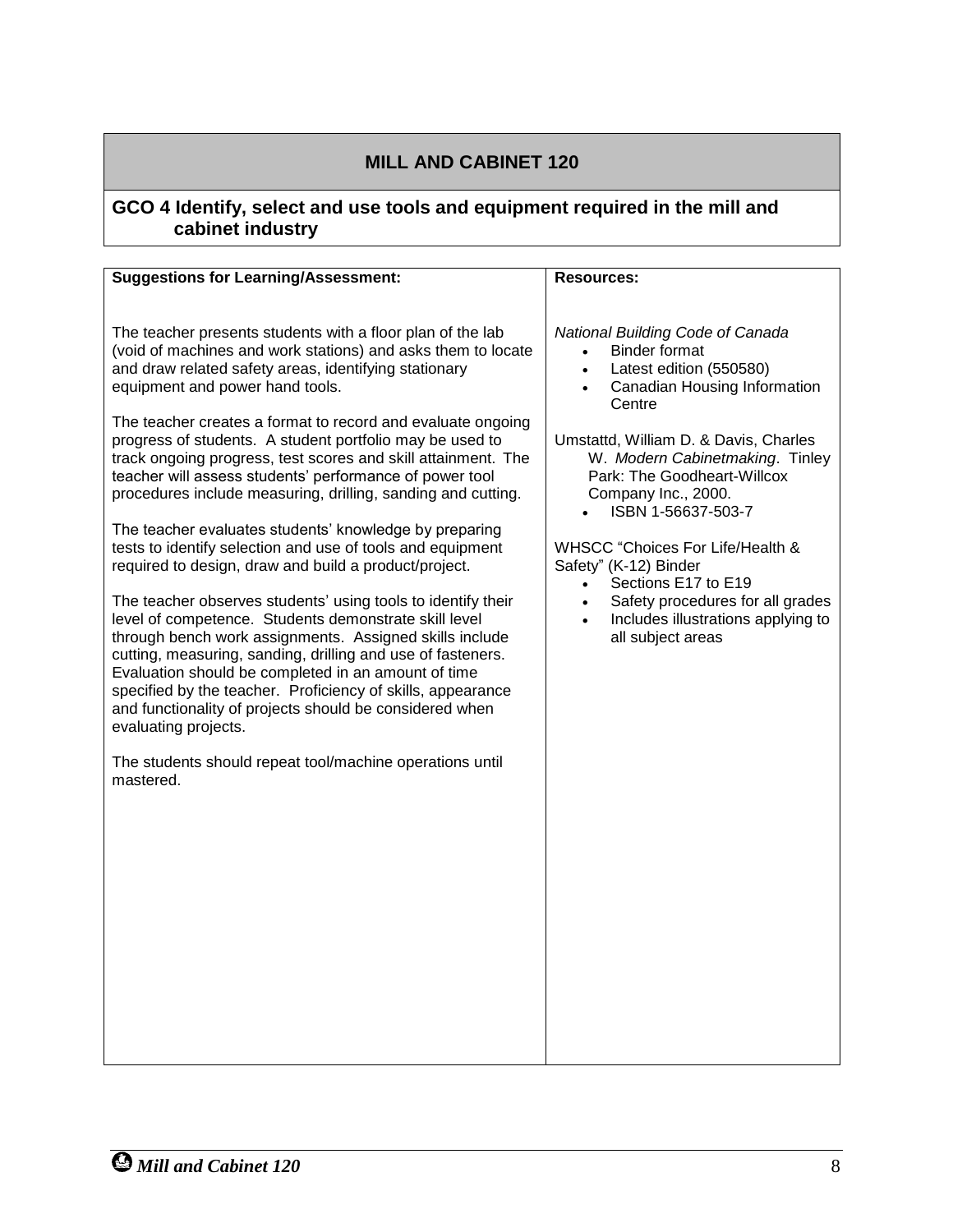## MILL AND CABINET 120

### GCO 4 Identify, select and use tools and equipment required in the mill and cabinet industry

| Suggestions for Learning/Assessment: | Resources: |
| --- | --- |
| The teacher presents students with a floor plan of the lab (void of machines and work stations) and asks them to locate and draw related safety areas, identifying stationary equipment and power hand tools.<br><br>The teacher creates a format to record and evaluate ongoing progress of students. A student portfolio may be used to track ongoing progress, test scores and skill attainment. The teacher will assess students' performance of power tool procedures include measuring, drilling, sanding and cutting.<br><br>The teacher evaluates students' knowledge by preparing tests to identify selection and use of tools and equipment required to design, draw and build a product/project.<br><br>The teacher observes students' using tools to identify their level of competence. Students demonstrate skill level through bench work assignments. Assigned skills include cutting, measuring, sanding, drilling and use of fasteners. Evaluation should be completed in an amount of time specified by the teacher. Proficiency of skills, appearance and functionality of projects should be considered when evaluating projects.<br><br>The students should repeat tool/machine operations until mastered. | *National Building Code of Canada*<br>• Binder format<br>• Latest edition (550580)<br>• Canadian Housing Information Centre<br><br>Umstattd, William D. & Davis, Charles W. *Modern Cabinetmaking*. Tinley Park: The Goodheart-Willcox Company Inc., 2000.<br>• ISBN 1-56637-503-7<br><br>WHSCC "Choices For Life/Health & Safety" (K-12) Binder<br>• Sections E17 to E19<br>• Safety procedures for all grades<br>• Includes illustrations applying to all subject areas |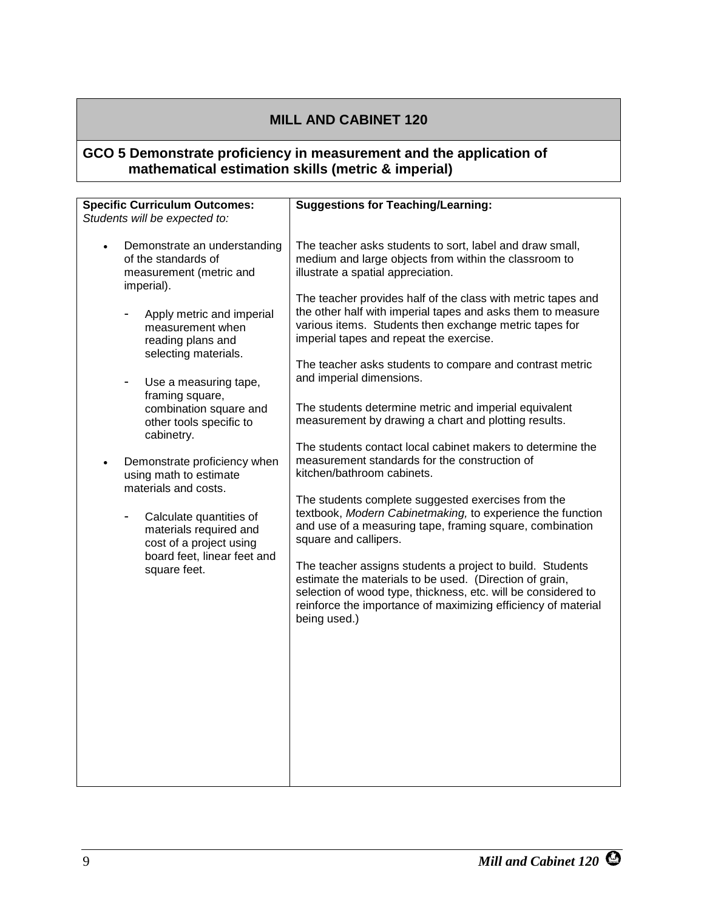# MILL AND CABINET 120

## GCO 5 Demonstrate proficiency in measurement and the application of mathematical estimation skills (metric & imperial)

| **Specific Curriculum Outcomes:** *Students will be expected to:* | **Suggestions for Teaching/Learning:** |
|---|---|
| • Demonstrate an understanding of the standards of measurement (metric and imperial).<br><br>- Apply metric and imperial measurement when reading plans and selecting materials.<br><br>- Use a measuring tape, framing square, combination square and other tools specific to cabinetry.<br><br>• Demonstrate proficiency when using math to estimate materials and costs.<br><br>- Calculate quantities of materials required and cost of a project using board feet, linear feet and square feet. | The teacher asks students to sort, label and draw small, medium and large objects from within the classroom to illustrate a spatial appreciation.<br><br>The teacher provides half of the class with metric tapes and the other half with imperial tapes and asks them to measure various items. Students then exchange metric tapes for imperial tapes and repeat the exercise.<br><br>The teacher asks students to compare and contrast metric and imperial dimensions.<br><br>The students determine metric and imperial equivalent measurement by drawing a chart and plotting results.<br><br>The students contact local cabinet makers to determine the measurement standards for the construction of kitchen/bathroom cabinets.<br><br>The students complete suggested exercises from the textbook, *Modern Cabinetmaking,* to experience the function and use of a measuring tape, framing square, combination square and callipers.<br><br>The teacher assigns students a project to build. Students estimate the materials to be used. (Direction of grain, selection of wood type, thickness, etc. will be considered to reinforce the importance of maximizing efficiency of material being used.) |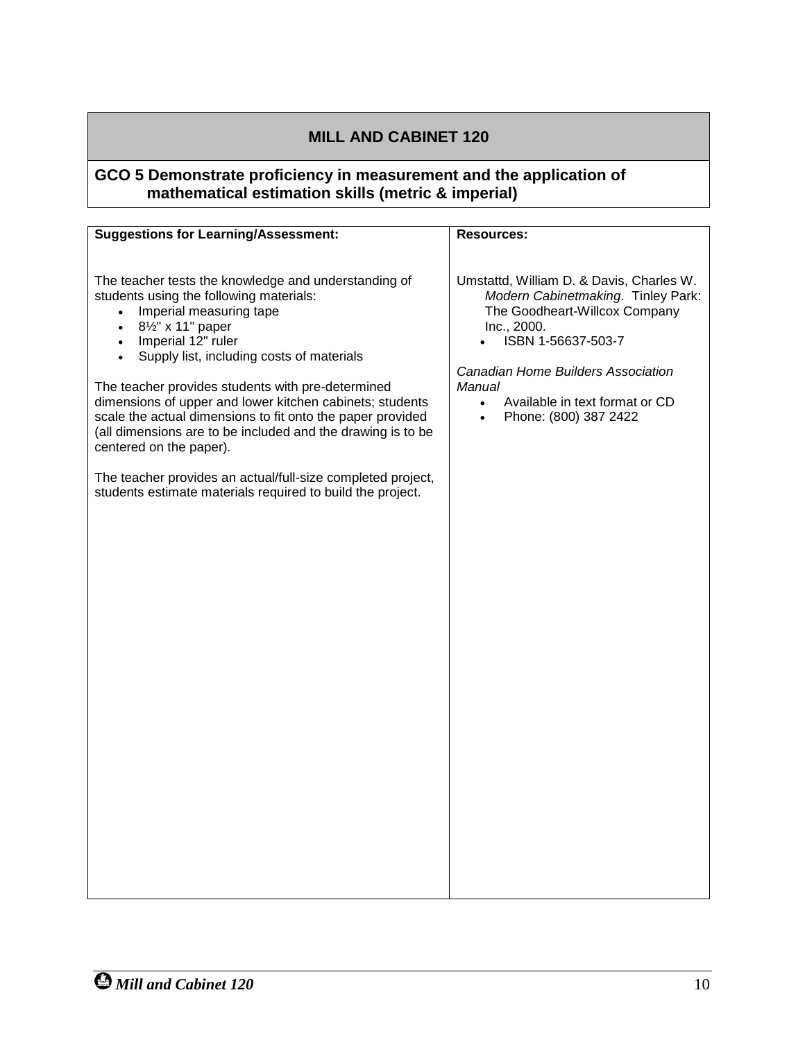## MILL AND CABINET 120

### GCO 5 Demonstrate proficiency in measurement and the application of mathematical estimation skills (metric & imperial)

| Suggestions for Learning/Assessment: | Resources: |
|---|---|
| The teacher tests the knowledge and understanding of students using the following materials:<br>• Imperial measuring tape<br>• 8½" x 11" paper<br>• Imperial 12" ruler<br>• Supply list, including costs of materials<br><br>The teacher provides students with pre-determined dimensions of upper and lower kitchen cabinets; students scale the actual dimensions to fit onto the paper provided (all dimensions are to be included and the drawing is to be centered on the paper).<br><br>The teacher provides an actual/full-size completed project, students estimate materials required to build the project. | Umstattd, William D. & Davis, Charles W. *Modern Cabinetmaking*. Tinley Park: The Goodheart-Willcox Company Inc., 2000.<br>• ISBN 1-56637-503-7<br><br>*Canadian Home Builders Association Manual*<br>• Available in text format or CD<br>• Phone: (800) 387 2422 |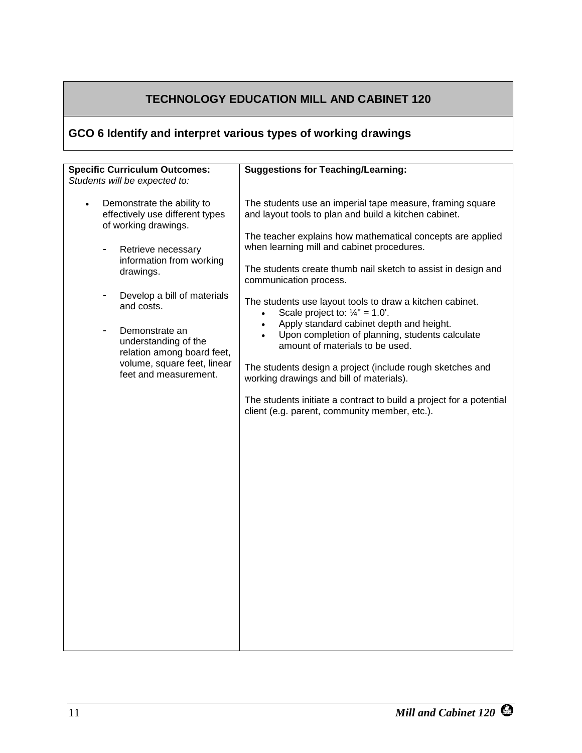# TECHNOLOGY EDUCATION MILL AND CABINET 120

## GCO 6 Identify and interpret various types of working drawings

| Specific Curriculum Outcomes:<br>*Students will be expected to:* | Suggestions for Teaching/Learning: |
|---|---|
| • Demonstrate the ability to effectively use different types of working drawings.<br><br>- Retrieve necessary information from working drawings.<br><br>- Develop a bill of materials and costs.<br><br>- Demonstrate an understanding of the relation among board feet, volume, square feet, linear feet and measurement. | The students use an imperial tape measure, framing square and layout tools to plan and build a kitchen cabinet.<br><br>The teacher explains how mathematical concepts are applied when learning mill and cabinet procedures.<br><br>The students create thumb nail sketch to assist in design and communication process.<br><br>The students use layout tools to draw a kitchen cabinet.<br>• Scale project to: ¼" = 1.0'.<br>• Apply standard cabinet depth and height.<br>• Upon completion of planning, students calculate amount of materials to be used.<br><br>The students design a project (include rough sketches and working drawings and bill of materials).<br><br>The students initiate a contract to build a project for a potential client (e.g. parent, community member, etc.). |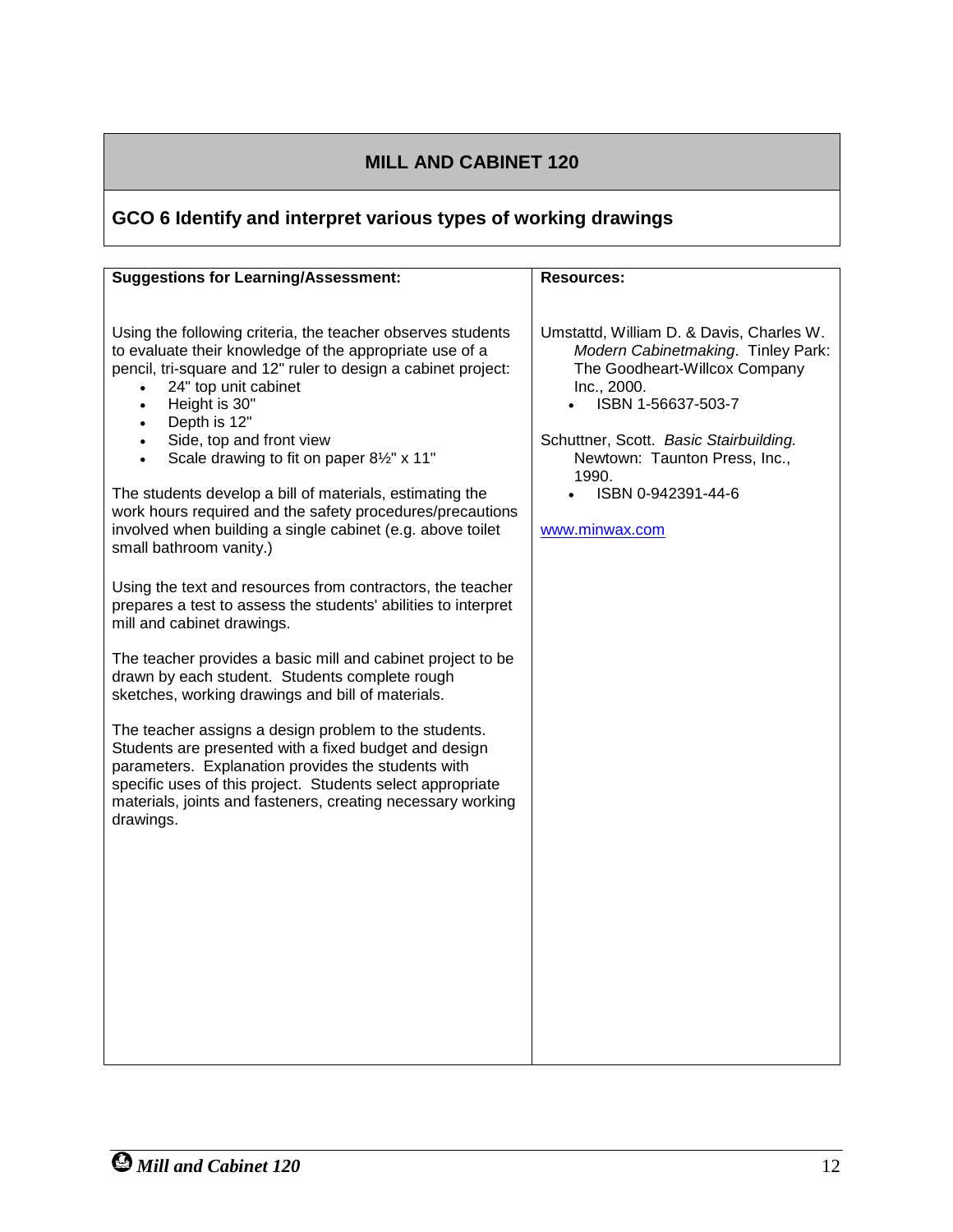# MILL AND CABINET 120

## GCO 6 Identify and interpret various types of working drawings

| Suggestions for Learning/Assessment: | Resources: |
| --- | --- |
| Using the following criteria, the teacher observes students to evaluate their knowledge of the appropriate use of a pencil, tri-square and 12" ruler to design a cabinet project:<br>• 24" top unit cabinet<br>• Height is 30"<br>• Depth is 12"<br>• Side, top and front view<br>• Scale drawing to fit on paper 8½" x 11"<br><br>The students develop a bill of materials, estimating the work hours required and the safety procedures/precautions involved when building a single cabinet (e.g. above toilet small bathroom vanity.)<br><br>Using the text and resources from contractors, the teacher prepares a test to assess the students' abilities to interpret mill and cabinet drawings.<br><br>The teacher provides a basic mill and cabinet project to be drawn by each student. Students complete rough sketches, working drawings and bill of materials.<br><br>The teacher assigns a design problem to the students. Students are presented with a fixed budget and design parameters. Explanation provides the students with specific uses of this project. Students select appropriate materials, joints and fasteners, creating necessary working drawings. | Umstattd, William D. & Davis, Charles W. *Modern Cabinetmaking*. Tinley Park: The Goodheart-Willcox Company Inc., 2000.<br>• ISBN 1-56637-503-7<br><br>Schuttner, Scott. *Basic Stairbuilding.* Newtown: Taunton Press, Inc., 1990.<br>• ISBN 0-942391-44-6<br><br>www.minwax.com |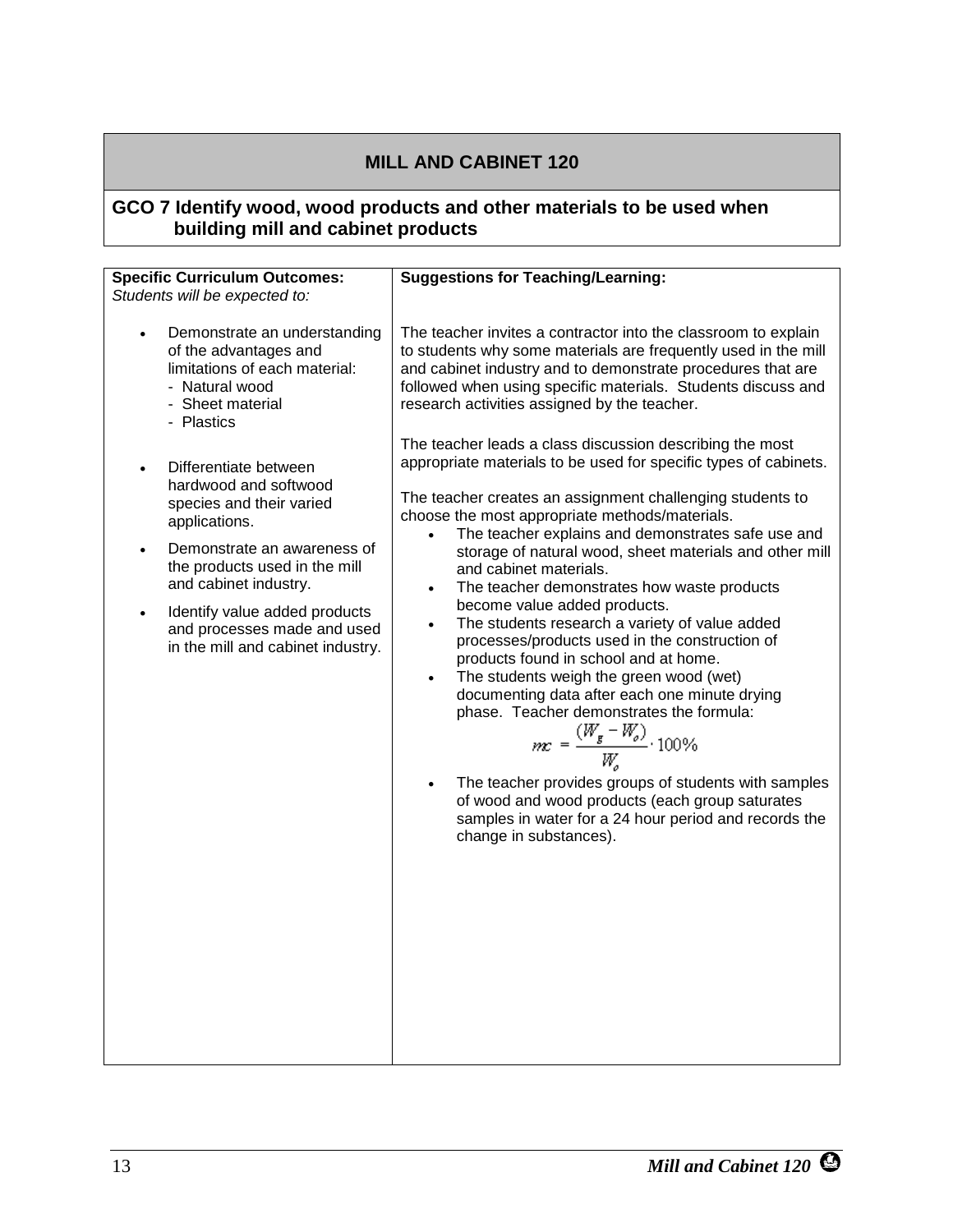# MILL AND CABINET 120

## GCO 7 Identify wood, wood products and other materials to be used when building mill and cabinet products

| Specific Curriculum Outcomes: *Students will be expected to:* | Suggestions for Teaching/Learning: |
|---|---|
| • Demonstrate an understanding of the advantages and limitations of each material:<br>- Natural wood<br>- Sheet material<br>- Plastics<br><br>• Differentiate between hardwood and softwood species and their varied applications.<br><br>• Demonstrate an awareness of the products used in the mill and cabinet industry.<br><br>• Identify value added products and processes made and used in the mill and cabinet industry. | The teacher invites a contractor into the classroom to explain to students why some materials are frequently used in the mill and cabinet industry and to demonstrate procedures that are followed when using specific materials. Students discuss and research activities assigned by the teacher.<br><br>The teacher leads a class discussion describing the most appropriate materials to be used for specific types of cabinets.<br><br>The teacher creates an assignment challenging students to choose the most appropriate methods/materials.<br>• The teacher explains and demonstrates safe use and storage of natural wood, sheet materials and other mill and cabinet materials.<br>• The teacher demonstrates how waste products become value added products.<br>• The students research a variety of value added processes/products used in the construction of products found in school and at home.<br>• The students weigh the green wood (wet) documenting data after each one minute drying phase. Teacher demonstrates the formula: $mc = \frac{(W_g - W_o)}{W_o} \cdot 100\%$<br>• The teacher provides groups of students with samples of wood and wood products (each group saturates samples in water for a 24 hour period and records the change in substances). |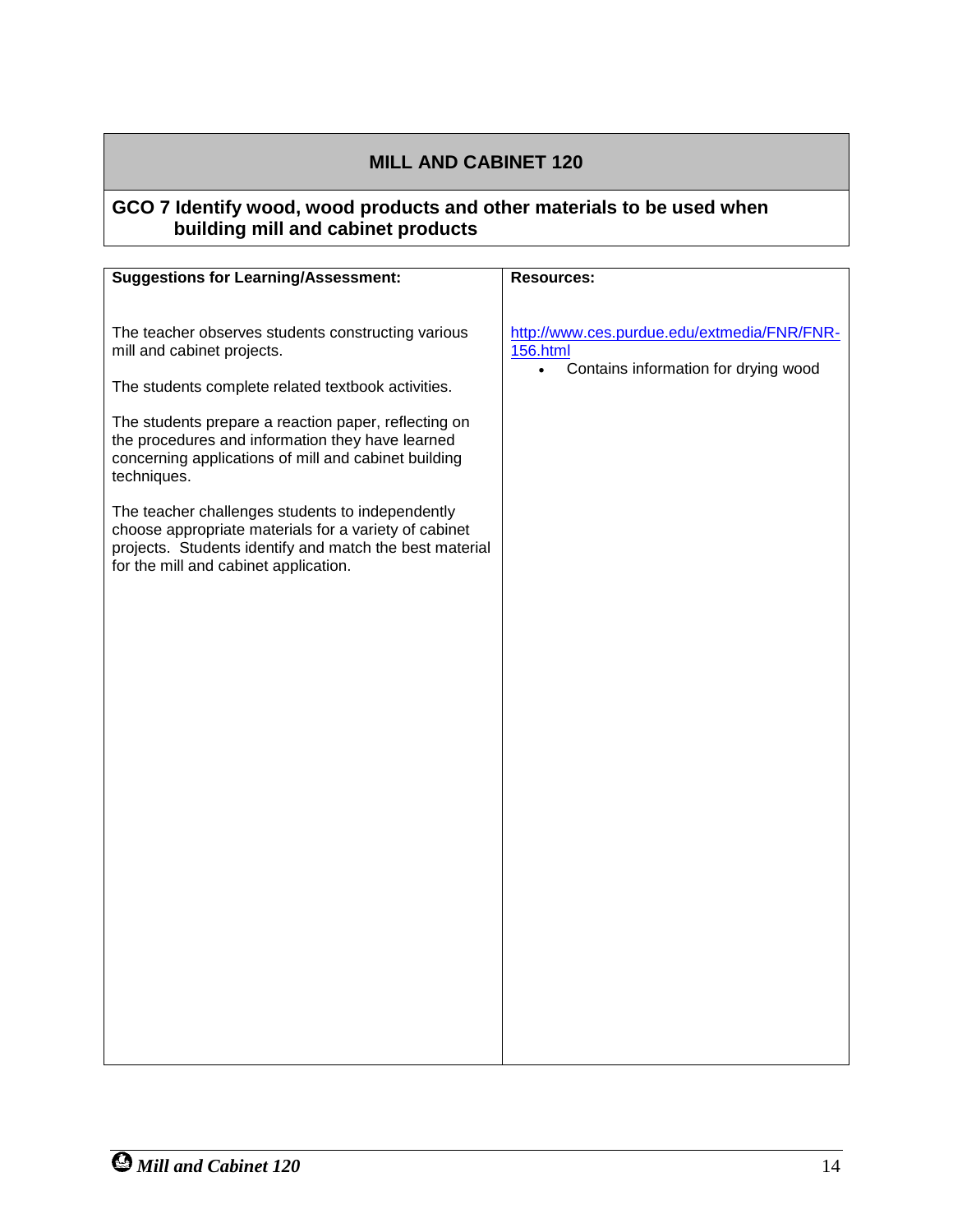## MILL AND CABINET 120

### GCO 7 Identify wood, wood products and other materials to be used when building mill and cabinet products

| Suggestions for Learning/Assessment: | Resources: |
|---|---|
| The teacher observes students constructing various mill and cabinet projects.<br><br>The students complete related textbook activities.<br><br>The students prepare a reaction paper, reflecting on the procedures and information they have learned concerning applications of mill and cabinet building techniques.<br><br>The teacher challenges students to independently choose appropriate materials for a variety of cabinet projects. Students identify and match the best material for the mill and cabinet application. | http://www.ces.purdue.edu/extmedia/FNR/FNR-156.html<br>• Contains information for drying wood |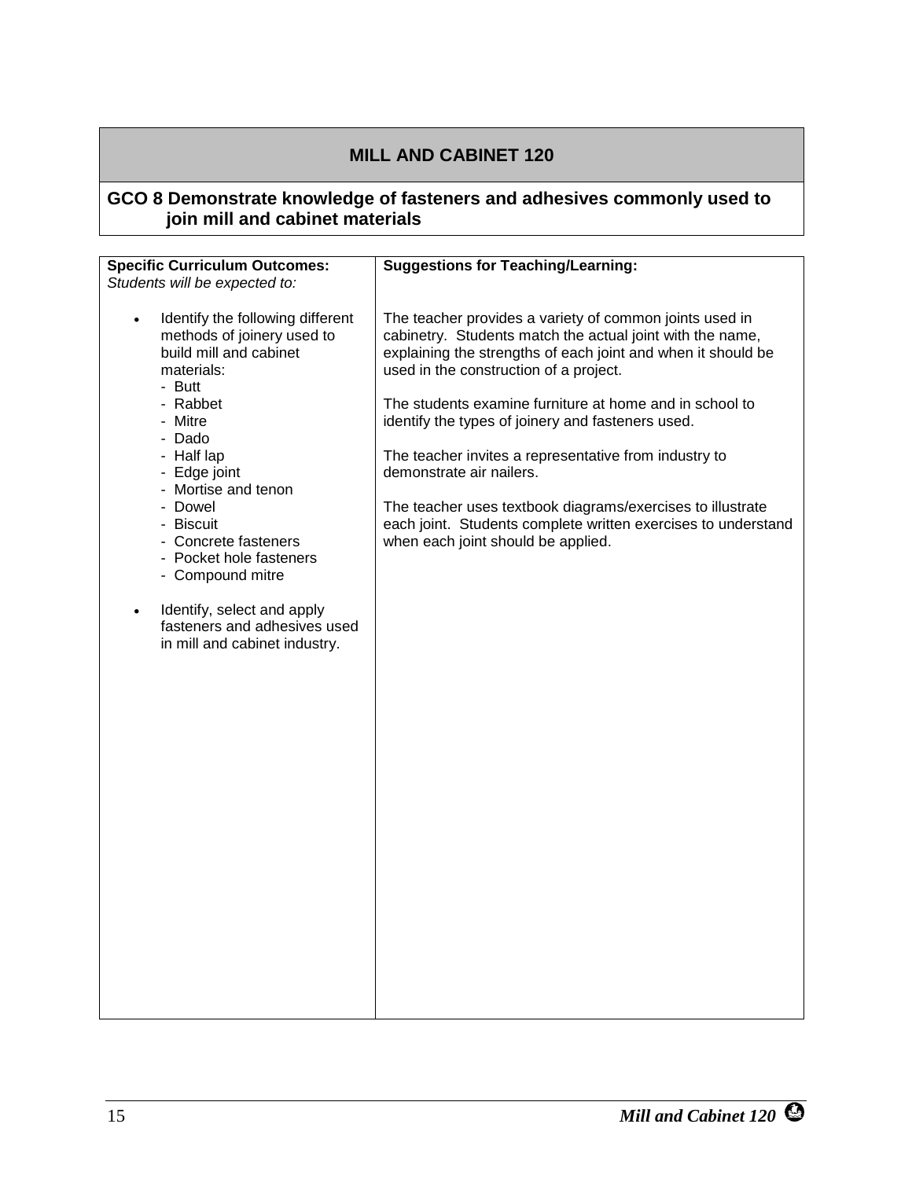# MILL AND CABINET 120

## GCO 8 Demonstrate knowledge of fasteners and adhesives commonly used to join mill and cabinet materials

| Specific Curriculum Outcomes: *Students will be expected to:* | Suggestions for Teaching/Learning: |
|---|---|
| • Identify the following different methods of joinery used to build mill and cabinet materials:<br>- Butt<br>- Rabbet<br>- Mitre<br>- Dado<br>- Half lap<br>- Edge joint<br>- Mortise and tenon<br>- Dowel<br>- Biscuit<br>- Concrete fasteners<br>- Pocket hole fasteners<br>- Compound mitre<br><br>• Identify, select and apply fasteners and adhesives used in mill and cabinet industry. | The teacher provides a variety of common joints used in cabinetry. Students match the actual joint with the name, explaining the strengths of each joint and when it should be used in the construction of a project.<br><br>The students examine furniture at home and in school to identify the types of joinery and fasteners used.<br><br>The teacher invites a representative from industry to demonstrate air nailers.<br><br>The teacher uses textbook diagrams/exercises to illustrate each joint. Students complete written exercises to understand when each joint should be applied. |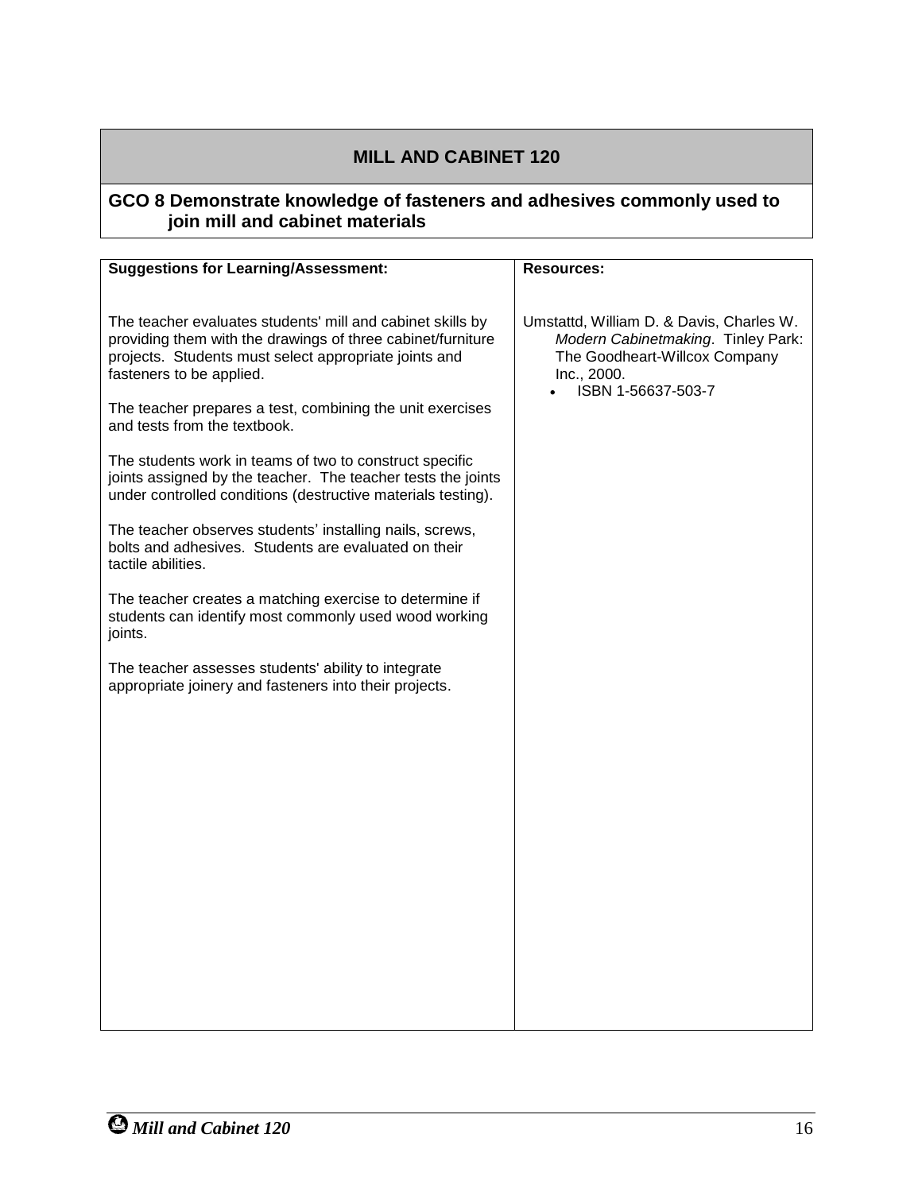# MILL AND CABINET 120

## GCO 8 Demonstrate knowledge of fasteners and adhesives commonly used to join mill and cabinet materials

| Suggestions for Learning/Assessment: | Resources: |
|---|---|
| The teacher evaluates students' mill and cabinet skills by providing them with the drawings of three cabinet/furniture projects. Students must select appropriate joints and fasteners to be applied.<br><br>The teacher prepares a test, combining the unit exercises and tests from the textbook.<br><br>The students work in teams of two to construct specific joints assigned by the teacher. The teacher tests the joints under controlled conditions (destructive materials testing).<br><br>The teacher observes students' installing nails, screws, bolts and adhesives. Students are evaluated on their tactile abilities.<br><br>The teacher creates a matching exercise to determine if students can identify most commonly used wood working joints.<br><br>The teacher assesses students' ability to integrate appropriate joinery and fasteners into their projects. | Umstattd, William D. & Davis, Charles W. *Modern Cabinetmaking*. Tinley Park: The Goodheart-Willcox Company Inc., 2000.<br>• ISBN 1-56637-503-7 |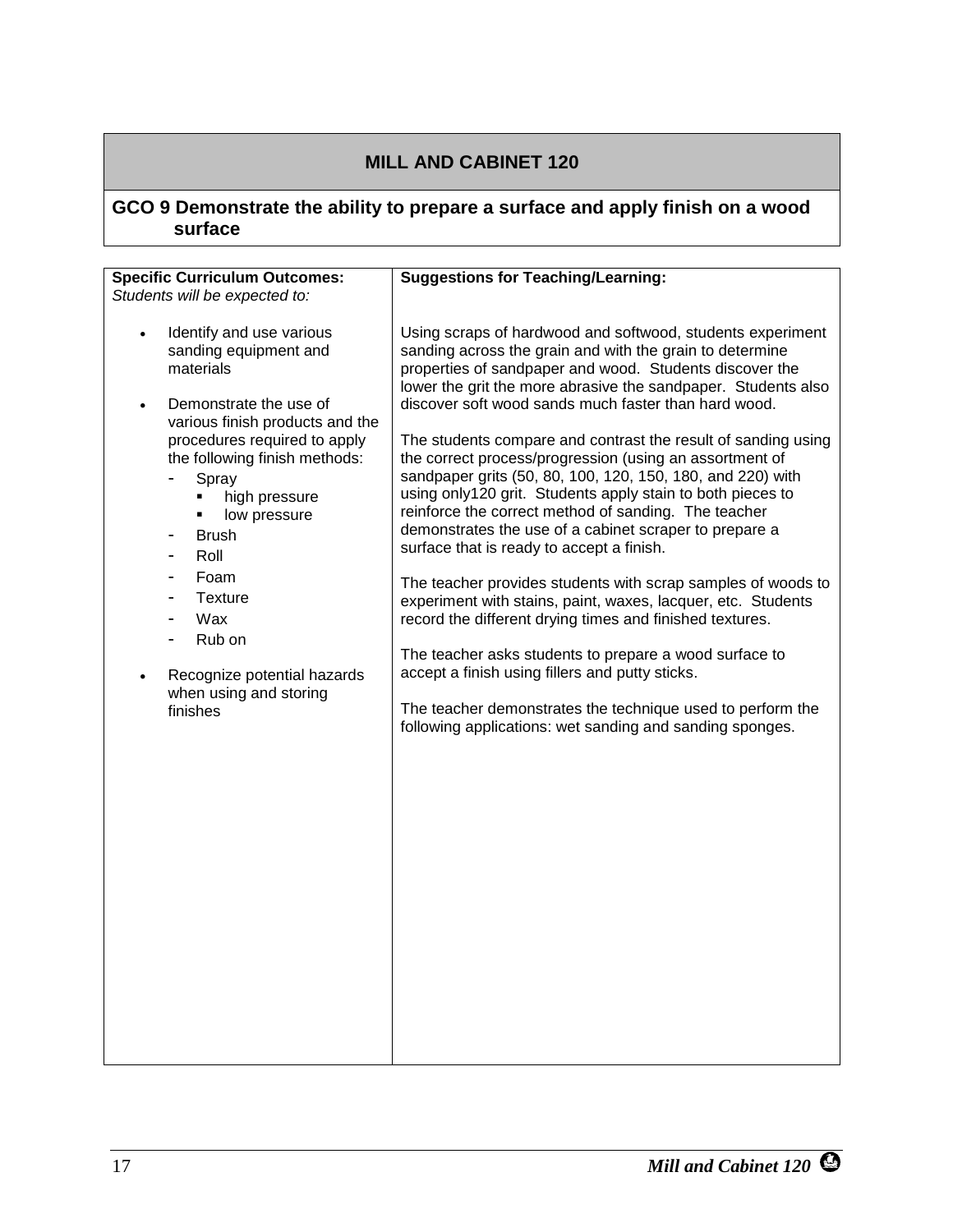## MILL AND CABINET 120

### GCO 9 Demonstrate the ability to prepare a surface and apply finish on a wood surface

| **Specific Curriculum Outcomes:** *Students will be expected to:* | **Suggestions for Teaching/Learning:** |
|---|---|
| • Identify and use various sanding equipment and materials<br><br>• Demonstrate the use of various finish products and the procedures required to apply the following finish methods:<br>- Spray<br>  ▪ high pressure<br>  ▪ low pressure<br>- Brush<br>- Roll<br>- Foam<br>- Texture<br>- Wax<br>- Rub on<br><br>• Recognize potential hazards when using and storing finishes | Using scraps of hardwood and softwood, students experiment sanding across the grain and with the grain to determine properties of sandpaper and wood. Students discover the lower the grit the more abrasive the sandpaper. Students also discover soft wood sands much faster than hard wood.<br><br>The students compare and contrast the result of sanding using the correct process/progression (using an assortment of sandpaper grits (50, 80, 100, 120, 150, 180, and 220) with using only120 grit. Students apply stain to both pieces to reinforce the correct method of sanding. The teacher demonstrates the use of a cabinet scraper to prepare a surface that is ready to accept a finish.<br><br>The teacher provides students with scrap samples of woods to experiment with stains, paint, waxes, lacquer, etc. Students record the different drying times and finished textures.<br><br>The teacher asks students to prepare a wood surface to accept a finish using fillers and putty sticks.<br><br>The teacher demonstrates the technique used to perform the following applications: wet sanding and sanding sponges. |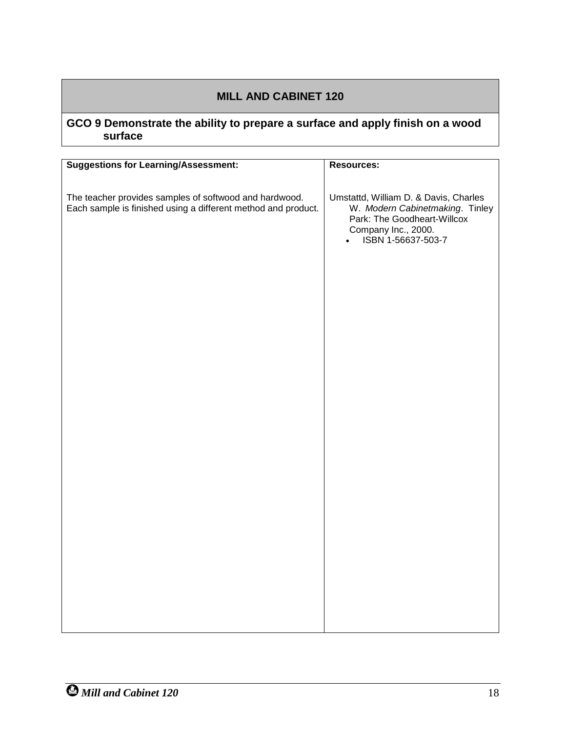## MILL AND CABINET 120

**GCO 9 Demonstrate the ability to prepare a surface and apply finish on a wood surface**

| Suggestions for Learning/Assessment: | Resources: |
|---|---|
| The teacher provides samples of softwood and hardwood. Each sample is finished using a different method and product. | Umstattd, William D. & Davis, Charles W. *Modern Cabinetmaking*. Tinley Park: The Goodheart-Willcox Company Inc., 2000.<br>• ISBN 1-56637-503-7 |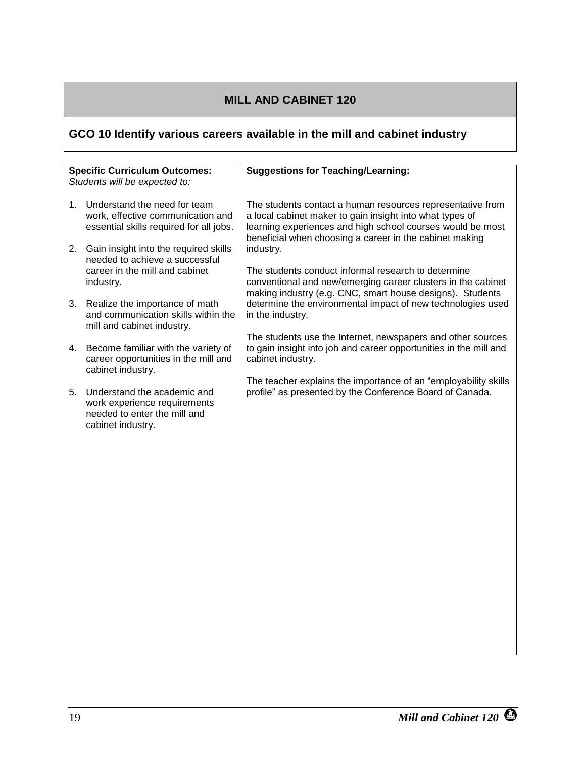# MILL AND CABINET 120

## GCO 10 Identify various careers available in the mill and cabinet industry

| **Specific Curriculum Outcomes:** *Students will be expected to:* | **Suggestions for Teaching/Learning:** |
|---|---|
| 1. Understand the need for team work, effective communication and essential skills required for all jobs.<br><br>2. Gain insight into the required skills needed to achieve a successful career in the mill and cabinet industry.<br><br>3. Realize the importance of math and communication skills within the mill and cabinet industry.<br><br>4. Become familiar with the variety of career opportunities in the mill and cabinet industry.<br><br>5. Understand the academic and work experience requirements needed to enter the mill and cabinet industry. | The students contact a human resources representative from a local cabinet maker to gain insight into what types of learning experiences and high school courses would be most beneficial when choosing a career in the cabinet making industry.<br><br>The students conduct informal research to determine conventional and new/emerging career clusters in the cabinet making industry (e.g. CNC, smart house designs). Students determine the environmental impact of new technologies used in the industry.<br><br>The students use the Internet, newspapers and other sources to gain insight into job and career opportunities in the mill and cabinet industry.<br><br>The teacher explains the importance of an "employability skills profile" as presented by the Conference Board of Canada. |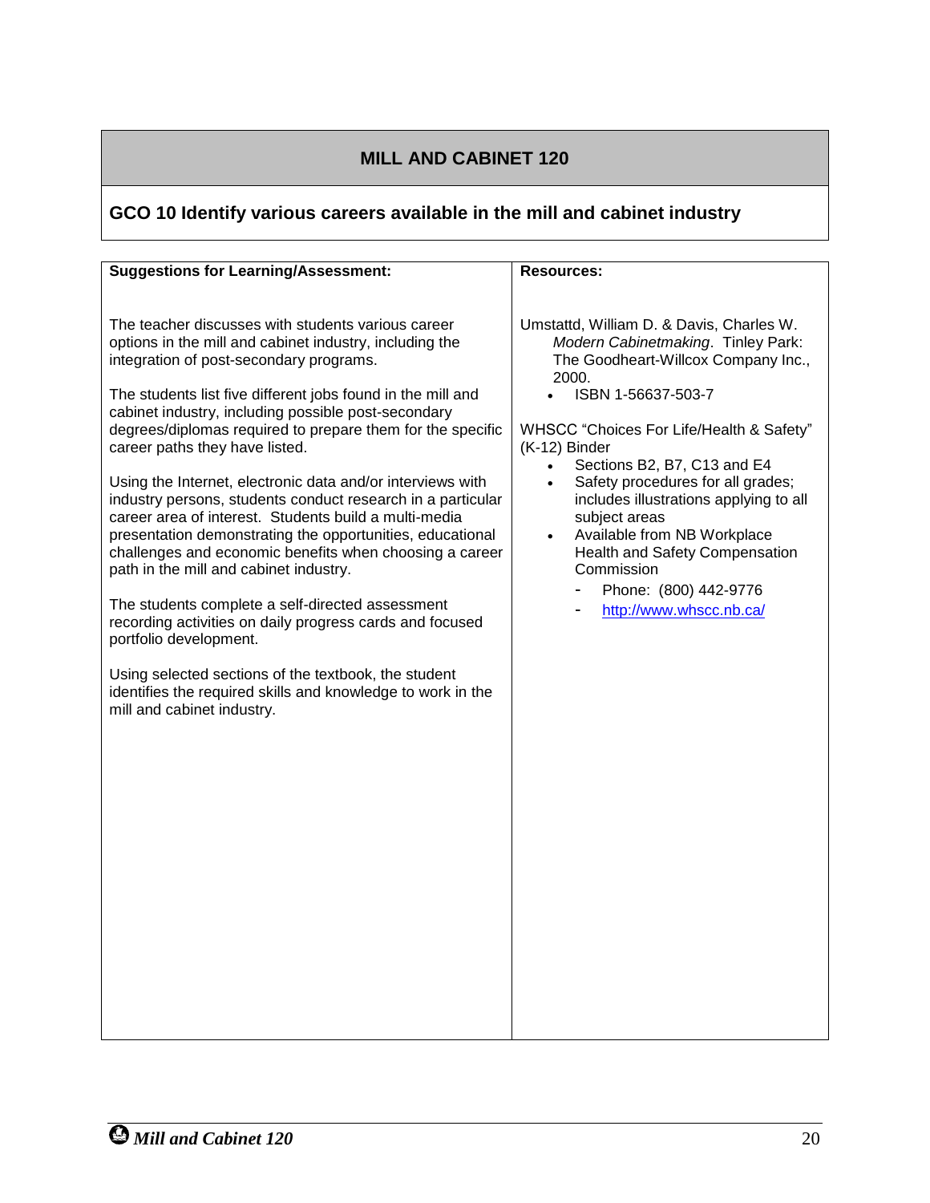# MILL AND CABINET 120

## GCO 10 Identify various careers available in the mill and cabinet industry

| Suggestions for Learning/Assessment: | Resources: |
|---|---|
| The teacher discusses with students various career options in the mill and cabinet industry, including the integration of post-secondary programs.<br><br>The students list five different jobs found in the mill and cabinet industry, including possible post-secondary degrees/diplomas required to prepare them for the specific career paths they have listed.<br><br>Using the Internet, electronic data and/or interviews with industry persons, students conduct research in a particular career area of interest. Students build a multi-media presentation demonstrating the opportunities, educational challenges and economic benefits when choosing a career path in the mill and cabinet industry.<br><br>The students complete a self-directed assessment recording activities on daily progress cards and focused portfolio development.<br><br>Using selected sections of the textbook, the student identifies the required skills and knowledge to work in the mill and cabinet industry. | Umstattd, William D. & Davis, Charles W. *Modern Cabinetmaking*. Tinley Park: The Goodheart-Willcox Company Inc., 2000.<br>• ISBN 1-56637-503-7<br><br>WHSCC "Choices For Life/Health & Safety" (K-12) Binder<br>• Sections B2, B7, C13 and E4<br>• Safety procedures for all grades; includes illustrations applying to all subject areas<br>• Available from NB Workplace Health and Safety Compensation Commission<br>  - Phone: (800) 442-9776<br>  - http://www.whscc.nb.ca/ |